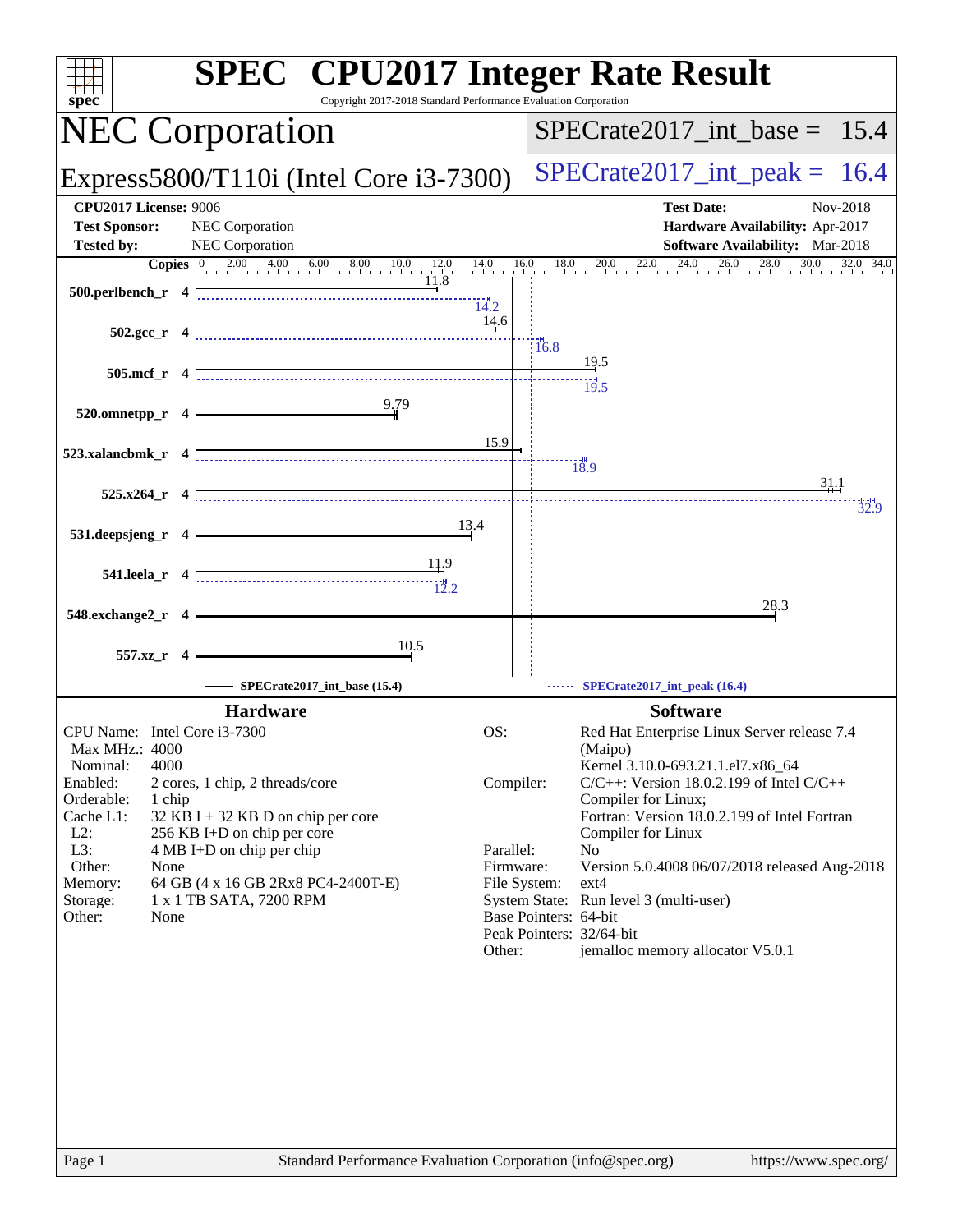# SPEC CPU2017 Integer Rate Result

Copyright 2017-2018 Standard Performance Evaluation Corporation

## NEC Corporation

## Express5800/T110i (Intel Core i3-7300)

SPECrate2017_int_base = 15.4

SPECrate2017_int_peak = 16.4

**CPU2017 License:** 9006
**Test Sponsor:** NEC Corporation
**Tested by:** NEC Corporation

**Test Date:** Nov-2018
**Hardware Availability:** Apr-2017
**Software Availability:** Mar-2018

| Benchmark | Copies | Base | Peak |
|---|---|---|---|
| 500.perlbench_r | 4 | 11.8 | 14.2 |
| 502.gcc_r | 4 | 14.6 | 16.8 |
| 505.mcf_r | 4 | 19.5 | 19.5 |
| 520.omnetpp_r | 4 | 9.79 | |
| 523.xalancbmk_r | 4 | 15.9 | 18.9 |
| 525.x264_r | 4 | 31.1 | 32.9 |
| 531.deepsjeng_r | 4 | 13.4 | |
| 541.leela_r | 4 | 11.9 | 12.2 |
| 548.exchange2_r | 4 | 28.3 | |
| 557.xz_r | 4 | 10.5 | |

SPECrate2017_int_base (15.4) — SPECrate2017_int_peak (16.4)

### Hardware

| | |
|---|---|
| CPU Name: | Intel Core i3-7300 |
| Max MHz.: | 4000 |
| Nominal: | 4000 |
| Enabled: | 2 cores, 1 chip, 2 threads/core |
| Orderable: | 1 chip |
| Cache L1: | 32 KB I + 32 KB D on chip per core |
| L2: | 256 KB I+D on chip per core |
| L3: | 4 MB I+D on chip per chip |
| Other: | None |
| Memory: | 64 GB (4 x 16 GB 2Rx8 PC4-2400T-E) |
| Storage: | 1 x 1 TB SATA, 7200 RPM |
| Other: | None |

### Software

| | |
|---|---|
| OS: | Red Hat Enterprise Linux Server release 7.4 (Maipo) Kernel 3.10.0-693.21.1.el7.x86_64 |
| Compiler: | C/C++: Version 18.0.2.199 of Intel C/C++ Compiler for Linux; Fortran: Version 18.0.2.199 of Intel Fortran Compiler for Linux |
| Parallel: | No |
| Firmware: | Version 5.0.4008 06/07/2018 released Aug-2018 |
| File System: | ext4 |
| System State: | Run level 3 (multi-user) |
| Base Pointers: | 64-bit |
| Peak Pointers: | 32/64-bit |
| Other: | jemalloc memory allocator V5.0.1 |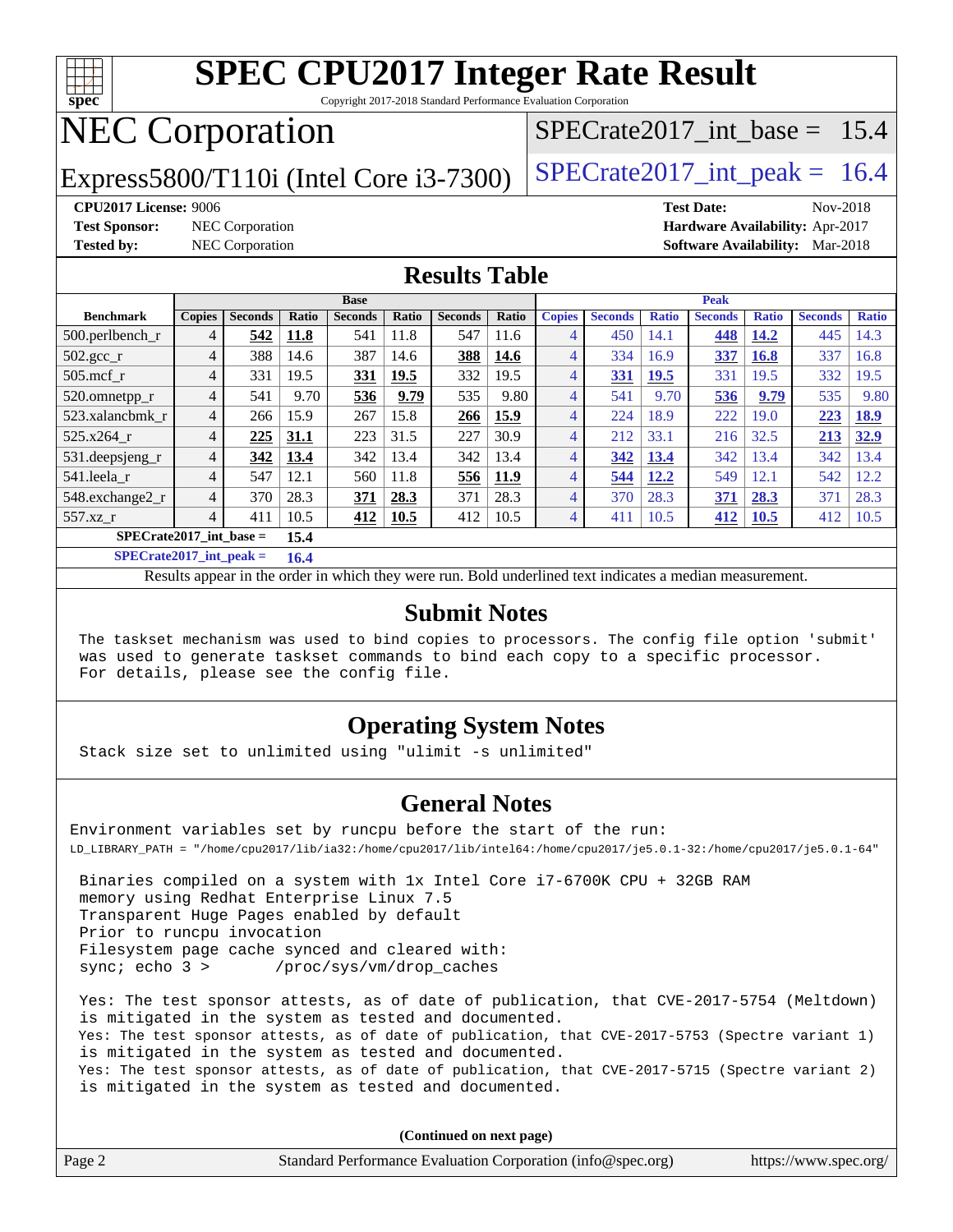# SPEC CPU2017 Integer Rate Result

Copyright 2017-2018 Standard Performance Evaluation Corporation

## NEC Corporation

## Express5800/T110i (Intel Core i3-7300)

SPECrate2017_int_base = 15.4

SPECrate2017_int_peak = 16.4

**CPU2017 License:** 9006
**Test Sponsor:** NEC Corporation
**Tested by:** NEC Corporation

**Test Date:** Nov-2018
**Hardware Availability:** Apr-2017
**Software Availability:** Mar-2018

## Results Table

| | Base | | | | | | | Peak | | | | | | |
|---|---|---|---|---|---|---|---|---|---|---|---|---|---|---|
| **Benchmark** | **Copies** | **Seconds** | **Ratio** | **Seconds** | **Ratio** | **Seconds** | **Ratio** | **Copies** | **Seconds** | **Ratio** | **Seconds** | **Ratio** | **Seconds** | **Ratio** |
| 500.perlbench_r | 4 | **542** | **11.8** | 541 | 11.8 | 547 | 11.6 | 4 | 450 | 14.1 | **448** | **14.2** | 445 | 14.3 |
| 502.gcc_r | 4 | 388 | 14.6 | 387 | 14.6 | **388** | **14.6** | 4 | 334 | 16.9 | **337** | **16.8** | 337 | 16.8 |
| 505.mcf_r | 4 | 331 | 19.5 | **331** | **19.5** | 332 | 19.5 | 4 | **331** | **19.5** | 331 | 19.5 | 332 | 19.5 |
| 520.omnetpp_r | 4 | 541 | 9.70 | **536** | **9.79** | 535 | 9.80 | 4 | 541 | 9.70 | **536** | **9.79** | 535 | 9.80 |
| 523.xalancbmk_r | 4 | 266 | 15.9 | 267 | 15.8 | **266** | **15.9** | 4 | 224 | 18.9 | 222 | 19.0 | **223** | **18.9** |
| 525.x264_r | 4 | **225** | **31.1** | 223 | 31.5 | 227 | 30.9 | 4 | 212 | 33.1 | 216 | 32.5 | **213** | **32.9** |
| 531.deepsjeng_r | 4 | **342** | **13.4** | 342 | 13.4 | 342 | 13.4 | 4 | **342** | **13.4** | 342 | 13.4 | 342 | 13.4 |
| 541.leela_r | 4 | 547 | 12.1 | 560 | 11.8 | **556** | **11.9** | 4 | **544** | **12.2** | 549 | 12.1 | 542 | 12.2 |
| 548.exchange2_r | 4 | 370 | 28.3 | **371** | **28.3** | 371 | 28.3 | 4 | 370 | 28.3 | **371** | **28.3** | 371 | 28.3 |
| 557.xz_r | 4 | 411 | 10.5 | **412** | **10.5** | 412 | 10.5 | 4 | 411 | 10.5 | **412** | **10.5** | 412 | 10.5 |

**SPECrate2017_int_base = 15.4**

**SPECrate2017_int_peak = 16.4**

Results appear in the order in which they were run. Bold underlined text indicates a median measurement.

## Submit Notes

```
The taskset mechanism was used to bind copies to processors. The config file option 'submit'
was used to generate taskset commands to bind each copy to a specific processor.
For details, please see the config file.
```

## Operating System Notes

```
Stack size set to unlimited using "ulimit -s unlimited"
```

## General Notes

```
Environment variables set by runcpu before the start of the run:
LD_LIBRARY_PATH = "/home/cpu2017/lib/ia32:/home/cpu2017/lib/intel64:/home/cpu2017/je5.0.1-32:/home/cpu2017/je5.0.1-64"

 Binaries compiled on a system with 1x Intel Core i7-6700K CPU + 32GB RAM
 memory using Redhat Enterprise Linux 7.5
 Transparent Huge Pages enabled by default
 Prior to runcpu invocation
 Filesystem page cache synced and cleared with:
 sync; echo 3 >       /proc/sys/vm/drop_caches

 Yes: The test sponsor attests, as of date of publication, that CVE-2017-5754 (Meltdown)
 is mitigated in the system as tested and documented.
 Yes: The test sponsor attests, as of date of publication, that CVE-2017-5753 (Spectre variant 1)
 is mitigated in the system as tested and documented.
 Yes: The test sponsor attests, as of date of publication, that CVE-2017-5715 (Spectre variant 2)
 is mitigated in the system as tested and documented.
```

**(Continued on next page)**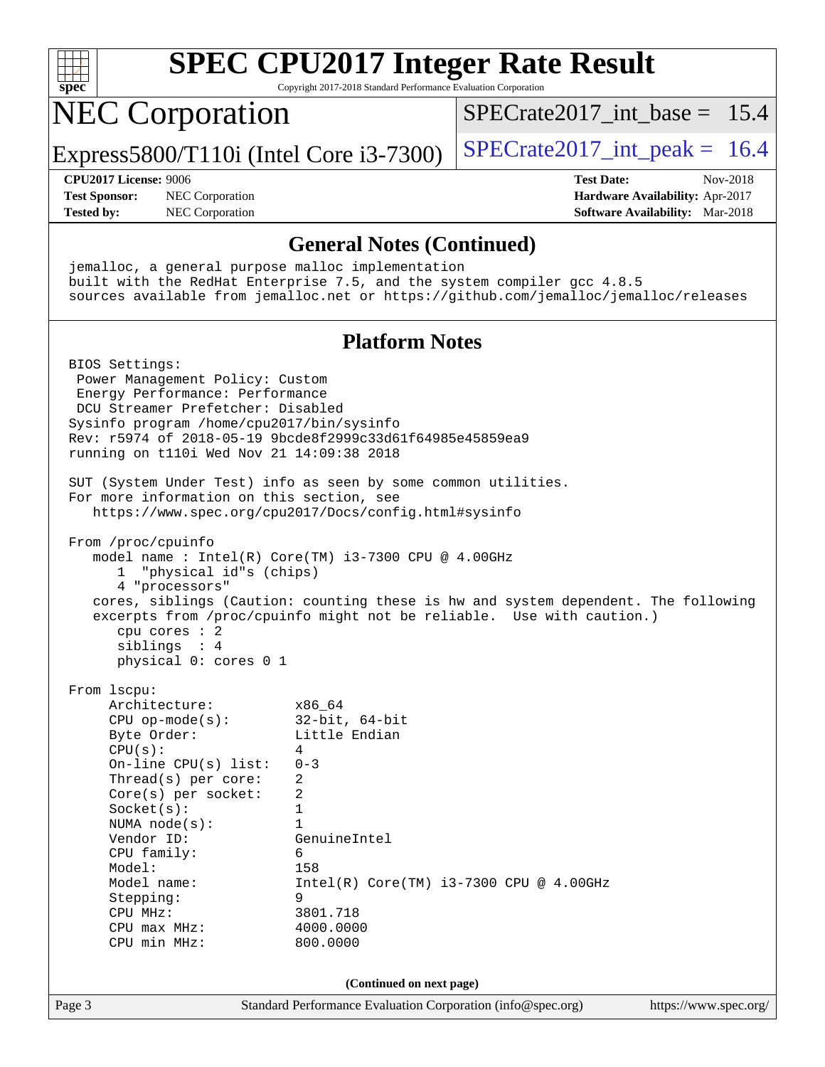# SPEC CPU2017 Integer Rate Result

Copyright 2017-2018 Standard Performance Evaluation Corporation

## NEC Corporation

Express5800/T110i (Intel Core i3-7300)

SPECrate2017_int_base = 15.4

SPECrate2017_int_peak = 16.4

**CPU2017 License:** 9006
**Test Sponsor:** NEC Corporation
**Tested by:** NEC Corporation

**Test Date:** Nov-2018
**Hardware Availability:** Apr-2017
**Software Availability:** Mar-2018

### General Notes (Continued)

```
jemalloc, a general purpose malloc implementation
built with the RedHat Enterprise 7.5, and the system compiler gcc 4.8.5
sources available from jemalloc.net or https://github.com/jemalloc/jemalloc/releases
```

### Platform Notes

```
BIOS Settings:
 Power Management Policy: Custom
 Energy Performance: Performance
 DCU Streamer Prefetcher: Disabled
Sysinfo program /home/cpu2017/bin/sysinfo
Rev: r5974 of 2018-05-19 9bcde8f2999c33d61f64985e45859ea9
running on t110i Wed Nov 21 14:09:38 2018

SUT (System Under Test) info as seen by some common utilities.
For more information on this section, see
   https://www.spec.org/cpu2017/Docs/config.html#sysinfo

From /proc/cpuinfo
   model name : Intel(R) Core(TM) i3-7300 CPU @ 4.00GHz
      1  "physical id"s (chips)
      4 "processors"
   cores, siblings (Caution: counting these is hw and system dependent. The following
   excerpts from /proc/cpuinfo might not be reliable.  Use with caution.)
      cpu cores : 2
      siblings  : 4
      physical 0: cores 0 1

From lscpu:
     Architecture:          x86_64
     CPU op-mode(s):        32-bit, 64-bit
     Byte Order:            Little Endian
     CPU(s):                4
     On-line CPU(s) list:   0-3
     Thread(s) per core:    2
     Core(s) per socket:    2
     Socket(s):             1
     NUMA node(s):          1
     Vendor ID:             GenuineIntel
     CPU family:            6
     Model:                 158
     Model name:            Intel(R) Core(TM) i3-7300 CPU @ 4.00GHz
     Stepping:              9
     CPU MHz:               3801.718
     CPU max MHz:           4000.0000
     CPU min MHz:           800.0000
```

**(Continued on next page)**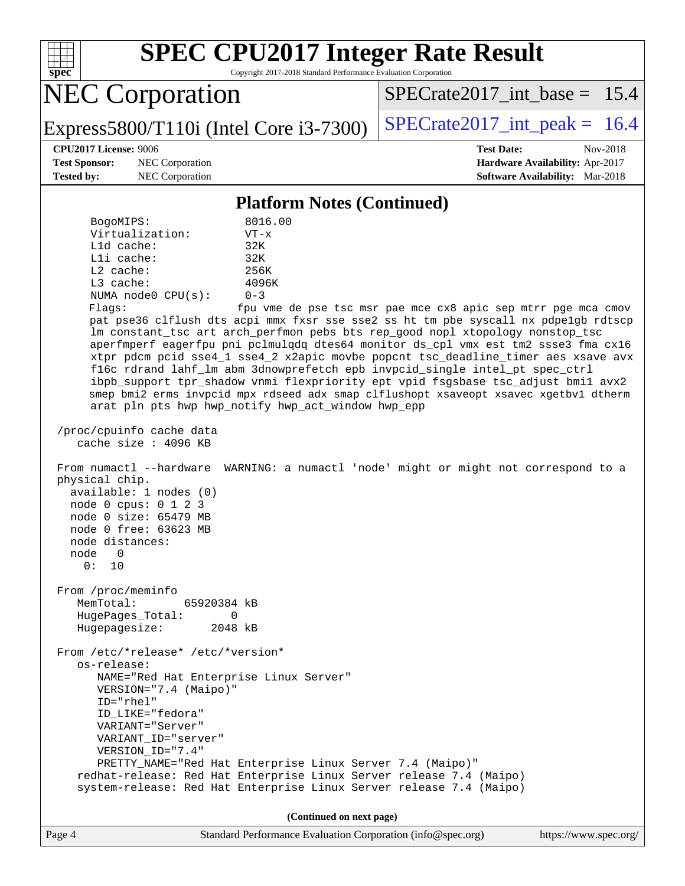# SPEC CPU2017 Integer Rate Result

Copyright 2017-2018 Standard Performance Evaluation Corporation

## NEC Corporation

Express5800/T110i (Intel Core i3-7300)

SPECrate2017_int_base = 15.4

SPECrate2017_int_peak = 16.4

**CPU2017 License:** 9006
**Test Sponsor:** NEC Corporation
**Tested by:** NEC Corporation

**Test Date:** Nov-2018
**Hardware Availability:** Apr-2017
**Software Availability:** Mar-2018

### Platform Notes (Continued)

```
     BogoMIPS:              8016.00
     Virtualization:        VT-x
     L1d cache:             32K
     L1i cache:             32K
     L2 cache:              256K
     L3 cache:              4096K
     NUMA node0 CPU(s):     0-3
     Flags:                fpu vme de pse tsc msr pae mce cx8 apic sep mtrr pge mca cmov
     pat pse36 clflush dts acpi mmx fxsr sse sse2 ss ht tm pbe syscall nx pdpe1gb rdtscp
     lm constant_tsc art arch_perfmon pebs bts rep_good nopl xtopology nonstop_tsc
     aperfmperf eagerfpu pni pclmulqdq dtes64 monitor ds_cpl vmx est tm2 ssse3 fma cx16
     xtpr pdcm pcid sse4_1 sse4_2 x2apic movbe popcnt tsc_deadline_timer aes xsave avx
     f16c rdrand lahf_lm abm 3dnowprefetch epb invpcid_single intel_pt spec_ctrl
     ibpb_support tpr_shadow vnmi flexpriority ept vpid fsgsbase tsc_adjust bmi1 avx2
     smep bmi2 erms invpcid mpx rdseed adx smap clflushopt xsaveopt xsavec xgetbv1 dtherm
     arat pln pts hwp hwp_notify hwp_act_window hwp_epp

 /proc/cpuinfo cache data
    cache size : 4096 KB

 From numactl --hardware  WARNING: a numactl 'node' might or might not correspond to a
 physical chip.
   available: 1 nodes (0)
   node 0 cpus: 0 1 2 3
   node 0 size: 65479 MB
   node 0 free: 63623 MB
   node distances:
   node   0
     0:  10

 From /proc/meminfo
    MemTotal:       65920384 kB
    HugePages_Total:       0
    Hugepagesize:       2048 kB

 From /etc/*release* /etc/*version*
    os-release:
       NAME="Red Hat Enterprise Linux Server"
       VERSION="7.4 (Maipo)"
       ID="rhel"
       ID_LIKE="fedora"
       VARIANT="Server"
       VARIANT_ID="server"
       VERSION_ID="7.4"
       PRETTY_NAME="Red Hat Enterprise Linux Server 7.4 (Maipo)"
    redhat-release: Red Hat Enterprise Linux Server release 7.4 (Maipo)
    system-release: Red Hat Enterprise Linux Server release 7.4 (Maipo)
```

**(Continued on next page)**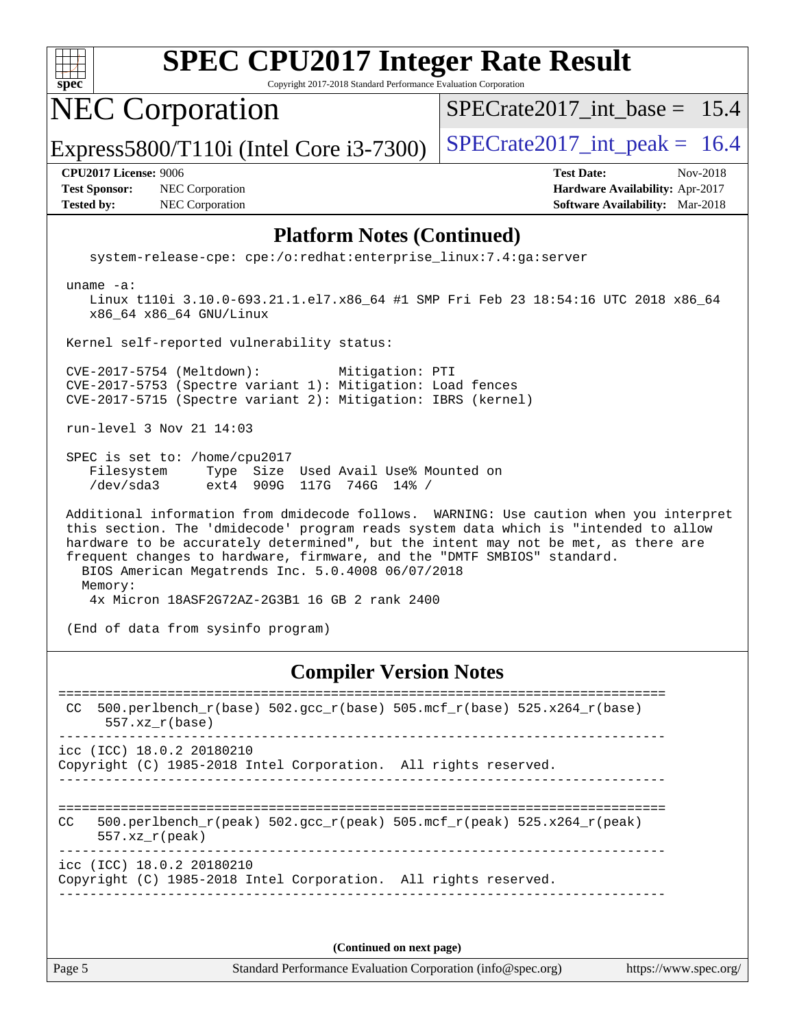# SPEC CPU2017 Integer Rate Result

Copyright 2017-2018 Standard Performance Evaluation Corporation

## NEC Corporation

Express5800/T110i (Intel Core i3-7300)

SPECrate2017_int_base = 15.4

SPECrate2017_int_peak = 16.4

**CPU2017 License:** 9006
**Test Sponsor:** NEC Corporation
**Tested by:** NEC Corporation

**Test Date:** Nov-2018
**Hardware Availability:** Apr-2017
**Software Availability:** Mar-2018

### Platform Notes (Continued)

```
    system-release-cpe: cpe:/o:redhat:enterprise_linux:7.4:ga:server

 uname -a:
    Linux t110i 3.10.0-693.21.1.el7.x86_64 #1 SMP Fri Feb 23 18:54:16 UTC 2018 x86_64
    x86_64 x86_64 GNU/Linux

 Kernel self-reported vulnerability status:

 CVE-2017-5754 (Meltdown):          Mitigation: PTI
 CVE-2017-5753 (Spectre variant 1): Mitigation: Load fences
 CVE-2017-5715 (Spectre variant 2): Mitigation: IBRS (kernel)

 run-level 3 Nov 21 14:03

 SPEC is set to: /home/cpu2017
    Filesystem     Type  Size  Used Avail Use% Mounted on
    /dev/sda3      ext4  909G  117G  746G  14% /

 Additional information from dmidecode follows.  WARNING: Use caution when you interpret
 this section. The 'dmidecode' program reads system data which is "intended to allow
 hardware to be accurately determined", but the intent may not be met, as there are
 frequent changes to hardware, firmware, and the "DMTF SMBIOS" standard.
   BIOS American Megatrends Inc. 5.0.4008 06/07/2018
   Memory:
    4x Micron 18ASF2G72AZ-2G3B1 16 GB 2 rank 2400

 (End of data from sysinfo program)
```

### Compiler Version Notes

```
==============================================================================
 CC  500.perlbench_r(base) 502.gcc_r(base) 505.mcf_r(base) 525.x264_r(base)
      557.xz_r(base)
------------------------------------------------------------------------------
icc (ICC) 18.0.2 20180210
Copyright (C) 1985-2018 Intel Corporation.  All rights reserved.
------------------------------------------------------------------------------

==============================================================================
CC   500.perlbench_r(peak) 502.gcc_r(peak) 505.mcf_r(peak) 525.x264_r(peak)
      557.xz_r(peak)
------------------------------------------------------------------------------
icc (ICC) 18.0.2 20180210
Copyright (C) 1985-2018 Intel Corporation.  All rights reserved.
------------------------------------------------------------------------------
```

**(Continued on next page)**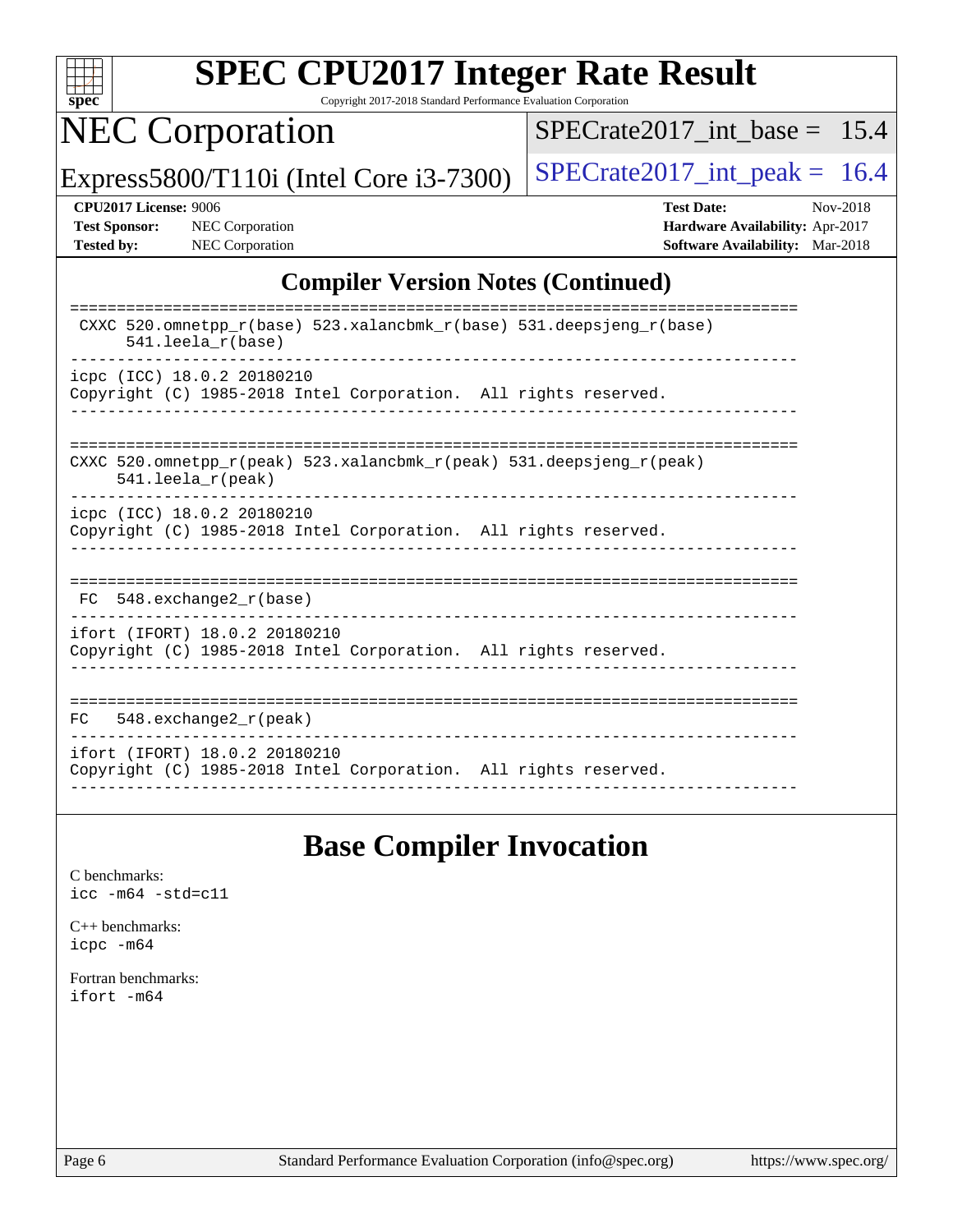## Compiler Version Notes (Continued)

```
==============================================================================
 CXXC 520.omnetpp_r(base) 523.xalancbmk_r(base) 531.deepsjeng_r(base)
      541.leela_r(base)
------------------------------------------------------------------------------
icpc (ICC) 18.0.2 20180210
Copyright (C) 1985-2018 Intel Corporation.  All rights reserved.
------------------------------------------------------------------------------

==============================================================================
CXXC 520.omnetpp_r(peak) 523.xalancbmk_r(peak) 531.deepsjeng_r(peak)
     541.leela_r(peak)
------------------------------------------------------------------------------
icpc (ICC) 18.0.2 20180210
Copyright (C) 1985-2018 Intel Corporation.  All rights reserved.
------------------------------------------------------------------------------

==============================================================================
 FC  548.exchange2_r(base)
------------------------------------------------------------------------------
ifort (IFORT) 18.0.2 20180210
Copyright (C) 1985-2018 Intel Corporation.  All rights reserved.
------------------------------------------------------------------------------

==============================================================================
FC   548.exchange2_r(peak)
------------------------------------------------------------------------------
ifort (IFORT) 18.0.2 20180210
Copyright (C) 1985-2018 Intel Corporation.  All rights reserved.
------------------------------------------------------------------------------
```

## Base Compiler Invocation

C benchmarks:
`icc -m64 -std=c11`

C++ benchmarks:
`icpc -m64`

Fortran benchmarks:
`ifort -m64`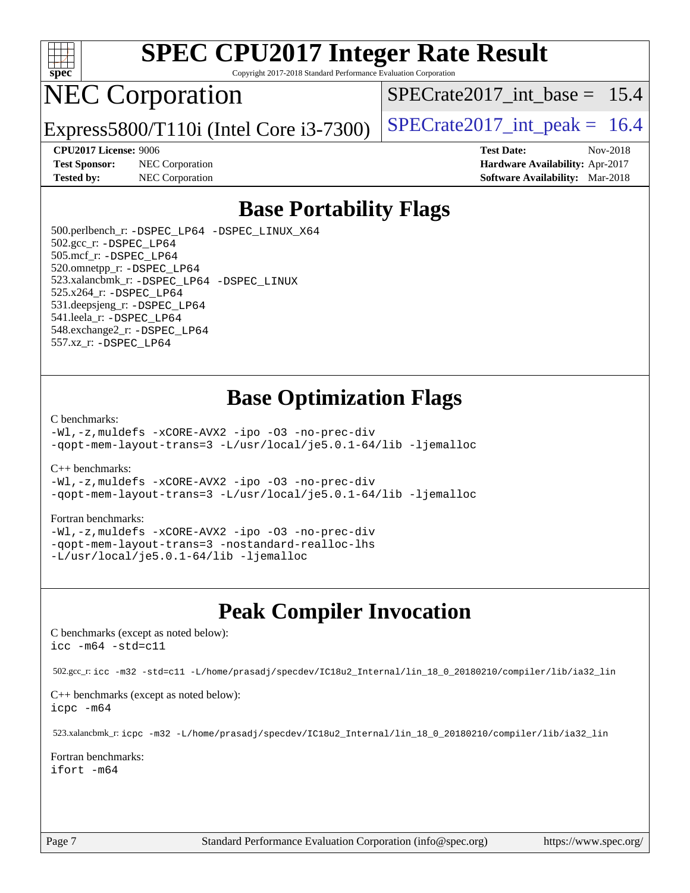# SPEC CPU2017 Integer Rate Result

Copyright 2017-2018 Standard Performance Evaluation Corporation

# NEC Corporation

Express5800/T110i (Intel Core i3-7300)

SPECrate2017_int_base = 15.4

SPECrate2017_int_peak = 16.4

**CPU2017 License:** 9006
**Test Sponsor:** NEC Corporation
**Tested by:** NEC Corporation

**Test Date:** Nov-2018
**Hardware Availability:** Apr-2017
**Software Availability:** Mar-2018

## Base Portability Flags

500.perlbench_r: `-DSPEC_LP64 -DSPEC_LINUX_X64`
502.gcc_r: `-DSPEC_LP64`
505.mcf_r: `-DSPEC_LP64`
520.omnetpp_r: `-DSPEC_LP64`
523.xalancbmk_r: `-DSPEC_LP64 -DSPEC_LINUX`
525.x264_r: `-DSPEC_LP64`
531.deepsjeng_r: `-DSPEC_LP64`
541.leela_r: `-DSPEC_LP64`
548.exchange2_r: `-DSPEC_LP64`
557.xz_r: `-DSPEC_LP64`

## Base Optimization Flags

C benchmarks:
```
-Wl,-z,muldefs -xCORE-AVX2 -ipo -O3 -no-prec-div
-qopt-mem-layout-trans=3 -L/usr/local/je5.0.1-64/lib -ljemalloc
```

C++ benchmarks:
```
-Wl,-z,muldefs -xCORE-AVX2 -ipo -O3 -no-prec-div
-qopt-mem-layout-trans=3 -L/usr/local/je5.0.1-64/lib -ljemalloc
```

Fortran benchmarks:
```
-Wl,-z,muldefs -xCORE-AVX2 -ipo -O3 -no-prec-div
-qopt-mem-layout-trans=3 -nostandard-realloc-lhs
-L/usr/local/je5.0.1-64/lib -ljemalloc
```

## Peak Compiler Invocation

C benchmarks (except as noted below):
```
icc -m64 -std=c11
```

502.gcc_r: `icc -m32 -std=c11 -L/home/prasadj/specdev/IC18u2_Internal/lin_18_0_20180210/compiler/lib/ia32_lin`

C++ benchmarks (except as noted below):
```
icpc -m64
```

523.xalancbmk_r: `icpc -m32 -L/home/prasadj/specdev/IC18u2_Internal/lin_18_0_20180210/compiler/lib/ia32_lin`

Fortran benchmarks:
```
ifort -m64
```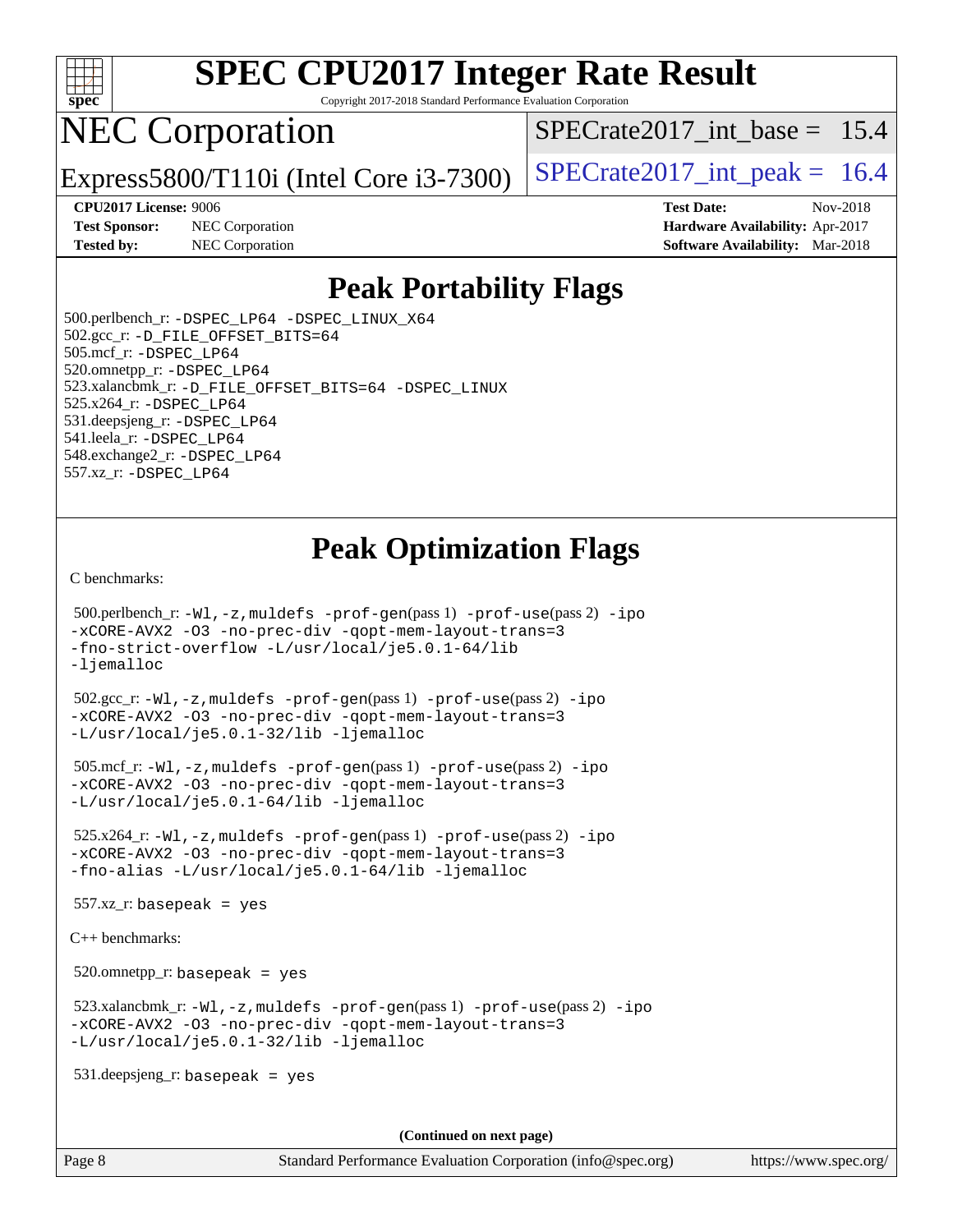# SPEC CPU2017 Integer Rate Result

Copyright 2017-2018 Standard Performance Evaluation Corporation

# NEC Corporation

Express5800/T110i (Intel Core i3-7300)

SPECrate2017_int_base = 15.4

SPECrate2017_int_peak = 16.4

**CPU2017 License:** 9006
**Test Sponsor:** NEC Corporation
**Tested by:** NEC Corporation

**Test Date:** Nov-2018
**Hardware Availability:** Apr-2017
**Software Availability:** Mar-2018

## Peak Portability Flags

500.perlbench_r: -DSPEC_LP64 -DSPEC_LINUX_X64
502.gcc_r: -D_FILE_OFFSET_BITS=64
505.mcf_r: -DSPEC_LP64
520.omnetpp_r: -DSPEC_LP64
523.xalancbmk_r: -D_FILE_OFFSET_BITS=64 -DSPEC_LINUX
525.x264_r: -DSPEC_LP64
531.deepsjeng_r: -DSPEC_LP64
541.leela_r: -DSPEC_LP64
548.exchange2_r: -DSPEC_LP64
557.xz_r: -DSPEC_LP64

## Peak Optimization Flags

C benchmarks:

500.perlbench_r: -Wl,-z,muldefs -prof-gen(pass 1) -prof-use(pass 2) -ipo -xCORE-AVX2 -O3 -no-prec-div -qopt-mem-layout-trans=3 -fno-strict-overflow -L/usr/local/je5.0.1-64/lib -ljemalloc

502.gcc_r: -Wl,-z,muldefs -prof-gen(pass 1) -prof-use(pass 2) -ipo -xCORE-AVX2 -O3 -no-prec-div -qopt-mem-layout-trans=3 -L/usr/local/je5.0.1-32/lib -ljemalloc

505.mcf_r: -Wl,-z,muldefs -prof-gen(pass 1) -prof-use(pass 2) -ipo -xCORE-AVX2 -O3 -no-prec-div -qopt-mem-layout-trans=3 -L/usr/local/je5.0.1-64/lib -ljemalloc

525.x264_r: -Wl,-z,muldefs -prof-gen(pass 1) -prof-use(pass 2) -ipo -xCORE-AVX2 -O3 -no-prec-div -qopt-mem-layout-trans=3 -fno-alias -L/usr/local/je5.0.1-64/lib -ljemalloc

557.xz_r: basepeak = yes

C++ benchmarks:

520.omnetpp_r: basepeak = yes

523.xalancbmk_r: -Wl,-z,muldefs -prof-gen(pass 1) -prof-use(pass 2) -ipo -xCORE-AVX2 -O3 -no-prec-div -qopt-mem-layout-trans=3 -L/usr/local/je5.0.1-32/lib -ljemalloc

531.deepsjeng_r: basepeak = yes

**(Continued on next page)**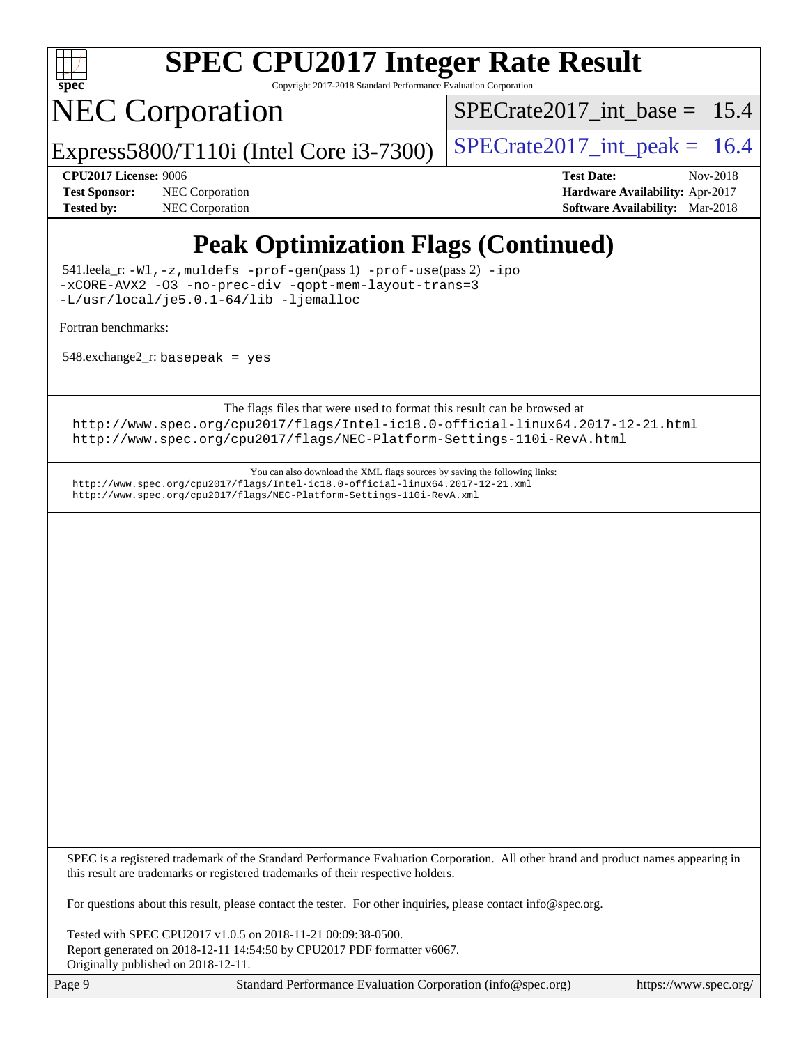# Peak Optimization Flags (Continued)

541.leela_r: `-Wl,-z,muldefs -prof-gen`(pass 1) `-prof-use`(pass 2) `-ipo -xCORE-AVX2 -O3 -no-prec-div -qopt-mem-layout-trans=3 -L/usr/local/je5.0.1-64/lib -ljemalloc`

Fortran benchmarks:

548.exchange2_r: `basepeak = yes`

The flags files that were used to format this result can be browsed at

http://www.spec.org/cpu2017/flags/Intel-ic18.0-official-linux64.2017-12-21.html
http://www.spec.org/cpu2017/flags/NEC-Platform-Settings-110i-RevA.html

You can also download the XML flags sources by saving the following links:

http://www.spec.org/cpu2017/flags/Intel-ic18.0-official-linux64.2017-12-21.xml
http://www.spec.org/cpu2017/flags/NEC-Platform-Settings-110i-RevA.xml

SPEC is a registered trademark of the Standard Performance Evaluation Corporation. All other brand and product names appearing in this result are trademarks or registered trademarks of their respective holders.

For questions about this result, please contact the tester. For other inquiries, please contact info@spec.org.

Tested with SPEC CPU2017 v1.0.5 on 2018-11-21 00:09:38-0500.
Report generated on 2018-12-11 14:54:50 by CPU2017 PDF formatter v6067.
Originally published on 2018-12-11.